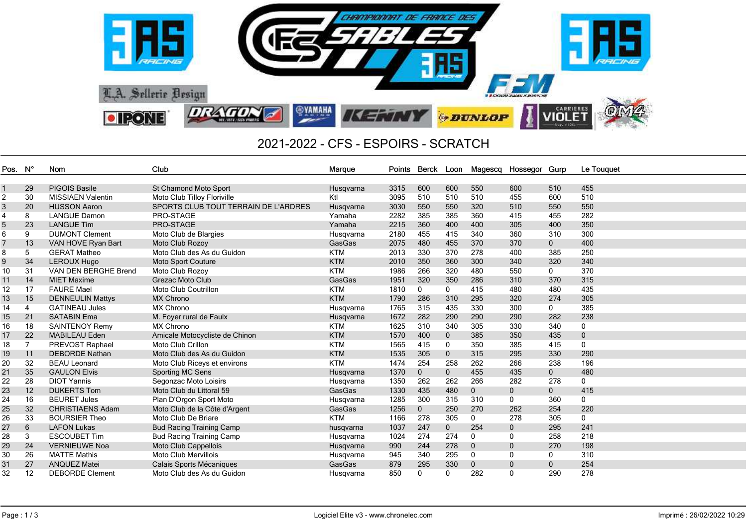# 2021-2022 - CFS - ESPOIRS - SCRATCH

| Pos. | N° | Nom | Club | Marque | Points | Berck | Loon | Magescq | Hossegor | Gurp | Le Touquet |
|---|---|---|---|---|---|---|---|---|---|---|---|
| 1 | 29 | PIGOIS Basile | St Chamond Moto Sport | Husqvarna | 3315 | 600 | 600 | 550 | 600 | 510 | 455 |
| 2 | 30 | MISSIAEN Valentin | Moto Club Tilloy Floriville | Ktl | 3095 | 510 | 510 | 510 | 455 | 600 | 510 |
| 3 | 20 | HUSSON Aaron | SPORTS CLUB TOUT TERRAIN DE L'ARDRES | Husqvarna | 3030 | 550 | 550 | 320 | 510 | 550 | 550 |
| 4 | 8 | LANGUE Damon | PRO-STAGE | Yamaha | 2282 | 385 | 385 | 360 | 415 | 455 | 282 |
| 5 | 23 | LANGUE Tim | PRO-STAGE | Yamaha | 2215 | 360 | 400 | 400 | 305 | 400 | 350 |
| 6 | 9 | DUMONT Clement | Moto Club de Blargies | Husqvarna | 2180 | 455 | 415 | 340 | 360 | 310 | 300 |
| 7 | 13 | VAN HOVE Ryan Bart | Moto Club Rozoy | GasGas | 2075 | 480 | 455 | 370 | 370 | 0 | 400 |
| 8 | 5 | GERAT Matheo | Moto Club des As du Guidon | KTM | 2013 | 330 | 370 | 278 | 400 | 385 | 250 |
| 9 | 34 | LEROUX Hugo | Moto Sport Couture | KTM | 2010 | 350 | 360 | 300 | 340 | 320 | 340 |
| 10 | 31 | VAN DEN BERGHE Brend | Moto Club Rozoy | KTM | 1986 | 266 | 320 | 480 | 550 | 0 | 370 |
| 11 | 14 | MIET Maxime | Grezac Moto Club | GasGas | 1951 | 320 | 350 | 286 | 310 | 370 | 315 |
| 12 | 17 | FAURE Mael | Moto Club Coutrillon | KTM | 1810 | 0 | 0 | 415 | 480 | 480 | 435 |
| 13 | 15 | DENNEULIN Mattys | MX Chrono | KTM | 1790 | 286 | 310 | 295 | 320 | 274 | 305 |
| 14 | 4 | GATINEAU Jules | MX Chrono | Husqvarna | 1765 | 315 | 435 | 330 | 300 | 0 | 385 |
| 15 | 21 | SATABIN Ema | M. Foyer rural de Faulx | Husqvarna | 1672 | 282 | 290 | 290 | 290 | 282 | 238 |
| 16 | 18 | SAINTENOY Remy | MX Chrono | KTM | 1625 | 310 | 340 | 305 | 330 | 340 | 0 |
| 17 | 22 | MABILEAU Eden | Amicale Motocycliste de Chinon | KTM | 1570 | 400 | 0 | 385 | 350 | 435 | 0 |
| 18 | 7 | PREVOST Raphael | Moto Club Crillon | KTM | 1565 | 415 | 0 | 350 | 385 | 415 | 0 |
| 19 | 11 | DEBORDE Nathan | Moto Club des As du Guidon | KTM | 1535 | 305 | 0 | 315 | 295 | 330 | 290 |
| 20 | 32 | BEAU Leonard | Moto Club Riceys et environs | KTM | 1474 | 254 | 258 | 262 | 266 | 238 | 196 |
| 21 | 35 | GAULON Elvis | Sporting MC Sens | Husqvarna | 1370 | 0 | 0 | 455 | 435 | 0 | 480 |
| 22 | 28 | DIOT Yannis | Segonzac Moto Loisirs | Husqvarna | 1350 | 262 | 262 | 266 | 282 | 278 | 0 |
| 23 | 12 | DUKERTS Tom | Moto Club du Littoral 59 | GasGas | 1330 | 435 | 480 | 0 | 0 | 0 | 415 |
| 24 | 16 | BEURET Jules | Plan D'Orgon Sport Moto | Husqvarna | 1285 | 300 | 315 | 310 | 0 | 360 | 0 |
| 25 | 32 | CHRISTIAENS Adam | Moto Club de la Côte d'Argent | GasGas | 1256 | 0 | 250 | 270 | 262 | 254 | 220 |
| 26 | 33 | BOURSIER Theo | Moto Club De Briare | KTM | 1166 | 278 | 305 | 0 | 278 | 305 | 0 |
| 27 | 6 | LAFON Lukas | Bud Racing Training Camp | husqvarna | 1037 | 247 | 0 | 254 | 0 | 295 | 241 |
| 28 | 3 | ESCOUBET Tim | Bud Racing Training Camp | Husqvarna | 1024 | 274 | 274 | 0 | 0 | 258 | 218 |
| 29 | 24 | VERNIEUWE Noa | Moto Club Cappellois | Husqvarna | 990 | 244 | 278 | 0 | 0 | 270 | 198 |
| 30 | 26 | MATTE Mathis | Moto Club Mervillois | Husqvarna | 945 | 340 | 295 | 0 | 0 | 0 | 310 |
| 31 | 27 | ANQUEZ Matei | Calais Sports Mécaniques | GasGas | 879 | 295 | 330 | 0 | 0 | 0 | 254 |
| 32 | 12 | DEBORDE Clement | Moto Club des As du Guidon | Husqvarna | 850 | 0 | 0 | 282 | 0 | 290 | 278 |

Logiciel Elite v3 - www.chronelec.com

Imprimé : 26/02/2022 10:29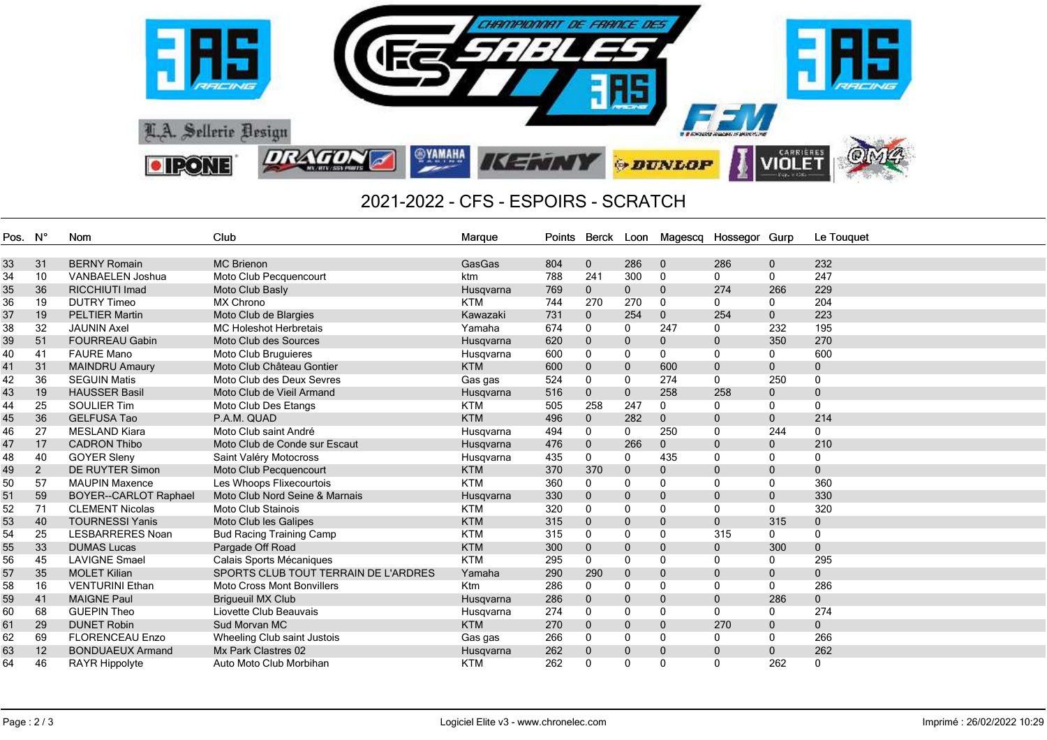## 2021-2022 - CFS - ESPOIRS - SCRATCH

| Pos. | N° | Nom | Club | Marque | Points | Berck | Loon | Magescq | Hossegor | Gurp | Le Touquet |
|---|---|---|---|---|---|---|---|---|---|---|---|
| 33 | 31 | BERNY Romain | MC Brienon | GasGas | 804 | 0 | 286 | 0 | 286 | 0 | 232 |
| 34 | 10 | VANBAELEN Joshua | Moto Club Pecquencourt | ktm | 788 | 241 | 300 | 0 | 0 | 0 | 247 |
| 35 | 36 | RICCHIUTI Imad | Moto Club Basly | Husqvarna | 769 | 0 | 0 | 0 | 274 | 266 | 229 |
| 36 | 19 | DUTRY Timeo | MX Chrono | KTM | 744 | 270 | 270 | 0 | 0 | 0 | 204 |
| 37 | 19 | PELTIER Martin | Moto Club de Blargies | Kawazaki | 731 | 0 | 254 | 0 | 254 | 0 | 223 |
| 38 | 32 | JAUNIN Axel | MC Holeshot Herbretais | Yamaha | 674 | 0 | 0 | 247 | 0 | 232 | 195 |
| 39 | 51 | FOURREAU Gabin | Moto Club des Sources | Husqvarna | 620 | 0 | 0 | 0 | 0 | 350 | 270 |
| 40 | 41 | FAURE Mano | Moto Club Bruguieres | Husqvarna | 600 | 0 | 0 | 0 | 0 | 0 | 600 |
| 41 | 31 | MAINDRU Amaury | Moto Club Château Gontier | KTM | 600 | 0 | 0 | 600 | 0 | 0 | 0 |
| 42 | 36 | SEGUIN Matis | Moto Club des Deux Sevres | Gas gas | 524 | 0 | 0 | 274 | 0 | 250 | 0 |
| 43 | 19 | HAUSSER Basil | Moto Club de Vieil Armand | Husqvarna | 516 | 0 | 0 | 258 | 258 | 0 | 0 |
| 44 | 25 | SOULIER Tim | Moto Club Des Etangs | KTM | 505 | 258 | 247 | 0 | 0 | 0 | 0 |
| 45 | 36 | GELFUSA Tao | P.A.M. QUAD | KTM | 496 | 0 | 282 | 0 | 0 | 0 | 214 |
| 46 | 27 | MESLAND Kiara | Moto Club saint André | Husqvarna | 494 | 0 | 0 | 250 | 0 | 244 | 0 |
| 47 | 17 | CADRON Thibo | Moto Club de Conde sur Escaut | Husqvarna | 476 | 0 | 266 | 0 | 0 | 0 | 210 |
| 48 | 40 | GOYER Sleny | Saint Valéry Motocross | Husqvarna | 435 | 0 | 0 | 435 | 0 | 0 | 0 |
| 49 | 2 | DE RUYTER Simon | Moto Club Pecquencourt | KTM | 370 | 370 | 0 | 0 | 0 | 0 | 0 |
| 50 | 57 | MAUPIN Maxence | Les Whoops Flixecourtois | KTM | 360 | 0 | 0 | 0 | 0 | 0 | 360 |
| 51 | 59 | BOYER--CARLOT Raphael | Moto Club Nord Seine & Marnais | Husqvarna | 330 | 0 | 0 | 0 | 0 | 0 | 330 |
| 52 | 71 | CLEMENT Nicolas | Moto Club Stainois | KTM | 320 | 0 | 0 | 0 | 0 | 0 | 320 |
| 53 | 40 | TOURNESSI Yanis | Moto Club les Galipes | KTM | 315 | 0 | 0 | 0 | 0 | 315 | 0 |
| 54 | 25 | LESBARRERES Noan | Bud Racing Training Camp | KTM | 315 | 0 | 0 | 0 | 315 | 0 | 0 |
| 55 | 33 | DUMAS Lucas | Pargade Off Road | KTM | 300 | 0 | 0 | 0 | 0 | 300 | 0 |
| 56 | 45 | LAVIGNE Smael | Calais Sports Mécaniques | KTM | 295 | 0 | 0 | 0 | 0 | 0 | 295 |
| 57 | 35 | MOLET Kilian | SPORTS CLUB TOUT TERRAIN DE L'ARDRES | Yamaha | 290 | 290 | 0 | 0 | 0 | 0 | 0 |
| 58 | 16 | VENTURINI Ethan | Moto Cross Mont Bonvillers | Ktm | 286 | 0 | 0 | 0 | 0 | 0 | 286 |
| 59 | 41 | MAIGNE Paul | Brigueuil MX Club | Husqvarna | 286 | 0 | 0 | 0 | 0 | 286 | 0 |
| 60 | 68 | GUEPIN Theo | Liovette Club Beauvais | Husqvarna | 274 | 0 | 0 | 0 | 0 | 0 | 274 |
| 61 | 29 | DUNET Robin | Sud Morvan MC | KTM | 270 | 0 | 0 | 0 | 270 | 0 | 0 |
| 62 | 69 | FLORENCEAU Enzo | Wheeling Club saint Justois | Gas gas | 266 | 0 | 0 | 0 | 0 | 0 | 266 |
| 63 | 12 | BONDUAEUX Armand | Mx Park Clastres 02 | Husqvarna | 262 | 0 | 0 | 0 | 0 | 0 | 262 |
| 64 | 46 | RAYR Hippolyte | Auto Moto Club Morbihan | KTM | 262 | 0 | 0 | 0 | 0 | 262 | 0 |

Logiciel Elite v3 - www.chronelec.com

Imprimé : 26/02/2022 10:29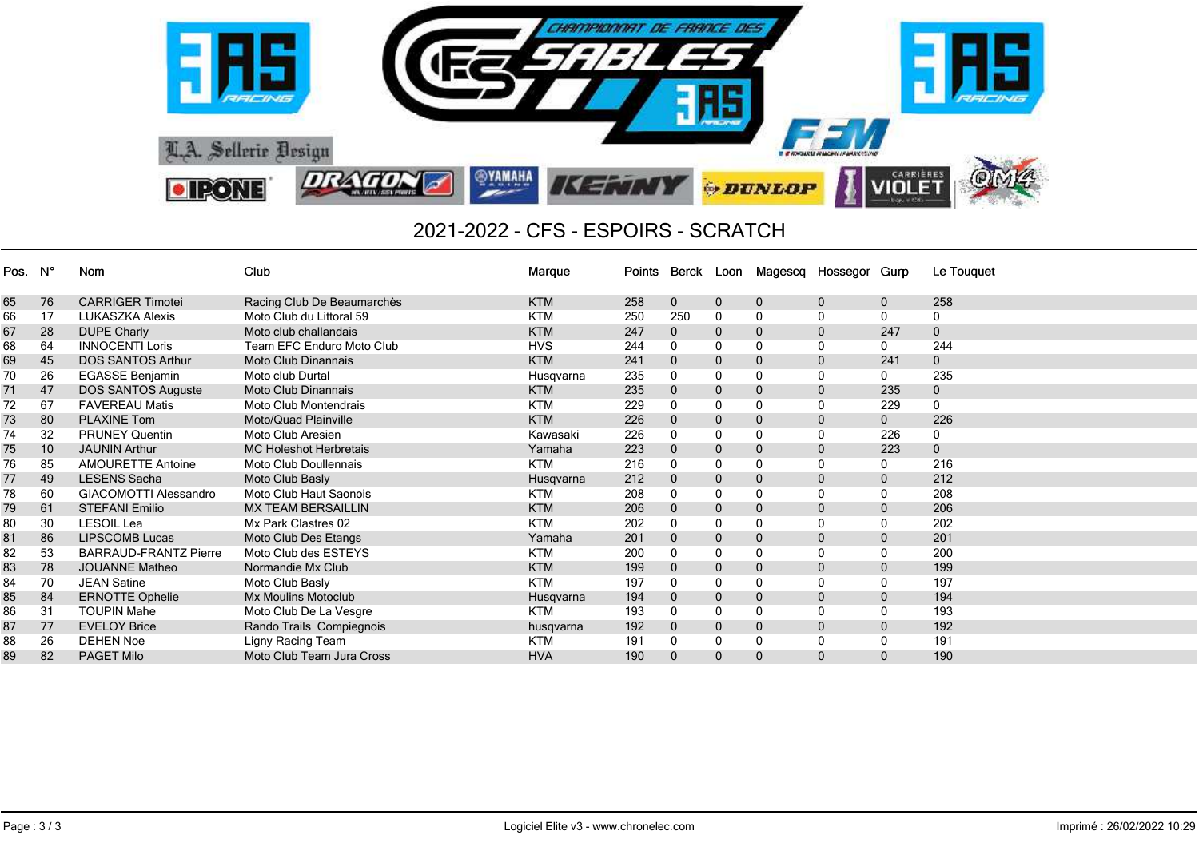# 2021-2022 - CFS - ESPOIRS - SCRATCH

| Pos. | N° | Nom | Club | Marque | Points | Berck | Loon | Magescq | Hossegor | Gurp | Le Touquet |
|---|---|---|---|---|---|---|---|---|---|---|---|
| 65 | 76 | CARRIGER Timotei | Racing Club De Beaumarchès | KTM | 258 | 0 | 0 | 0 | 0 | 0 | 258 |
| 66 | 17 | LUKASZKA Alexis | Moto Club du Littoral 59 | KTM | 250 | 250 | 0 | 0 | 0 | 0 | 0 |
| 67 | 28 | DUPE Charly | Moto club challandais | KTM | 247 | 0 | 0 | 0 | 0 | 247 | 0 |
| 68 | 64 | INNOCENTI Loris | Team EFC Enduro Moto Club | HVS | 244 | 0 | 0 | 0 | 0 | 0 | 244 |
| 69 | 45 | DOS SANTOS Arthur | Moto Club Dinannais | KTM | 241 | 0 | 0 | 0 | 0 | 241 | 0 |
| 70 | 26 | EGASSE Benjamin | Moto club Durtal | Husqvarna | 235 | 0 | 0 | 0 | 0 | 0 | 235 |
| 71 | 47 | DOS SANTOS Auguste | Moto Club Dinannais | KTM | 235 | 0 | 0 | 0 | 0 | 235 | 0 |
| 72 | 67 | FAVEREAU Matis | Moto Club Montendrais | KTM | 229 | 0 | 0 | 0 | 0 | 229 | 0 |
| 73 | 80 | PLAXINE Tom | Moto/Quad Plainville | KTM | 226 | 0 | 0 | 0 | 0 | 0 | 226 |
| 74 | 32 | PRUNEY Quentin | Moto Club Aresien | Kawasaki | 226 | 0 | 0 | 0 | 0 | 226 | 0 |
| 75 | 10 | JAUNIN Arthur | MC Holeshot Herbretais | Yamaha | 223 | 0 | 0 | 0 | 0 | 223 | 0 |
| 76 | 85 | AMOURETTE Antoine | Moto Club Doullennais | KTM | 216 | 0 | 0 | 0 | 0 | 0 | 216 |
| 77 | 49 | LESENS Sacha | Moto Club Basly | Husqvarna | 212 | 0 | 0 | 0 | 0 | 0 | 212 |
| 78 | 60 | GIACOMOTTI Alessandro | Moto Club Haut Saonois | KTM | 208 | 0 | 0 | 0 | 0 | 0 | 208 |
| 79 | 61 | STEFANI Emilio | MX TEAM BERSAILLIN | KTM | 206 | 0 | 0 | 0 | 0 | 0 | 206 |
| 80 | 30 | LESOIL Lea | Mx Park Clastres 02 | KTM | 202 | 0 | 0 | 0 | 0 | 0 | 202 |
| 81 | 86 | LIPSCOMB Lucas | Moto Club Des Etangs | Yamaha | 201 | 0 | 0 | 0 | 0 | 0 | 201 |
| 82 | 53 | BARRAUD-FRANTZ Pierre | Moto Club des ESTEYS | KTM | 200 | 0 | 0 | 0 | 0 | 0 | 200 |
| 83 | 78 | JOUANNE Matheo | Normandie Mx Club | KTM | 199 | 0 | 0 | 0 | 0 | 0 | 199 |
| 84 | 70 | JEAN Satine | Moto Club Basly | KTM | 197 | 0 | 0 | 0 | 0 | 0 | 197 |
| 85 | 84 | ERNOTTE Ophelie | Mx Moulins Motoclub | Husqvarna | 194 | 0 | 0 | 0 | 0 | 0 | 194 |
| 86 | 31 | TOUPIN Mahe | Moto Club De La Vesgre | KTM | 193 | 0 | 0 | 0 | 0 | 0 | 193 |
| 87 | 77 | EVELOY Brice | Rando Trails Compiegnois | husqvarna | 192 | 0 | 0 | 0 | 0 | 0 | 192 |
| 88 | 26 | DEHEN Noe | Ligny Racing Team | KTM | 191 | 0 | 0 | 0 | 0 | 0 | 191 |
| 89 | 82 | PAGET Milo | Moto Club Team Jura Cross | HVA | 190 | 0 | 0 | 0 | 0 | 0 | 190 |

Logiciel Elite v3 - www.chronelec.com

Imprimé : 26/02/2022 10:29